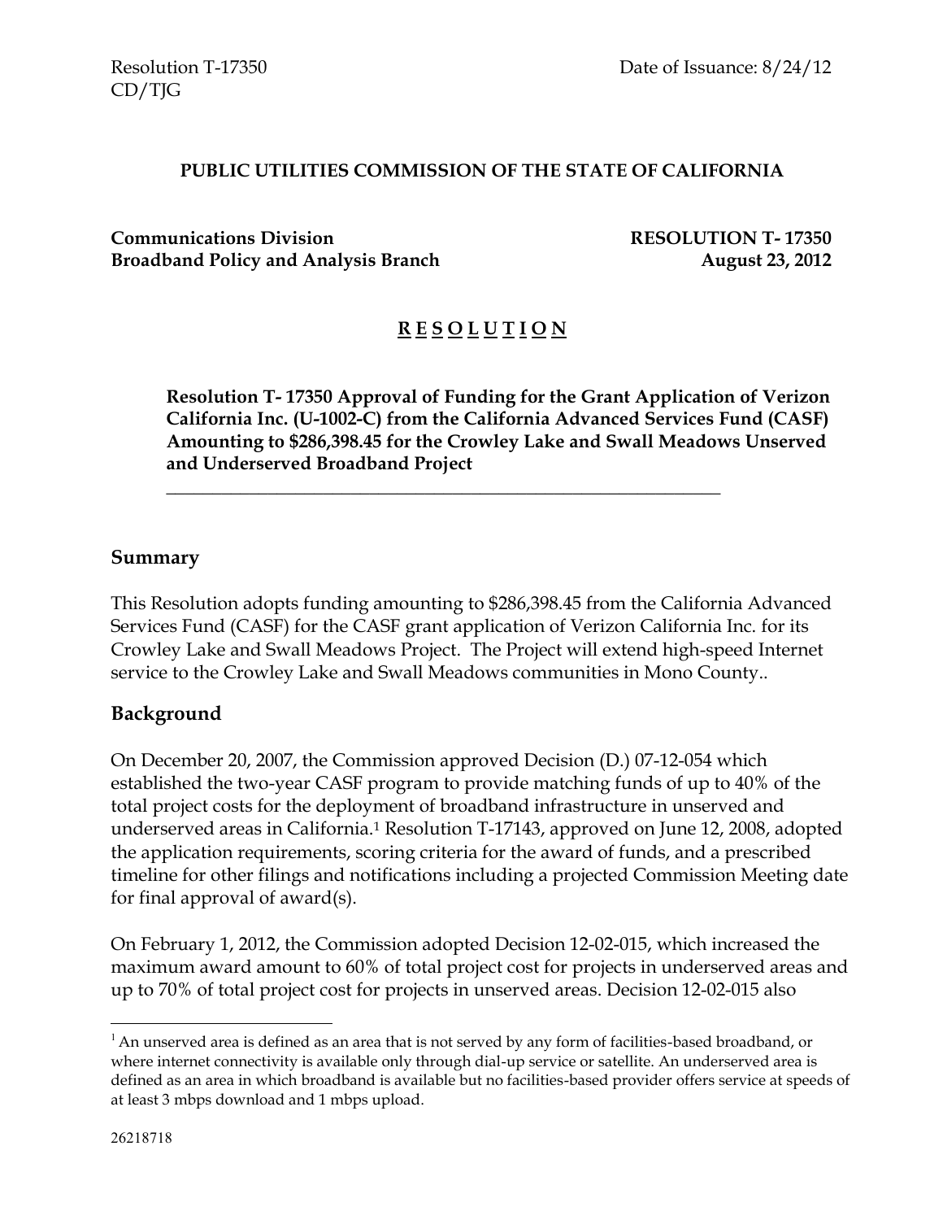Resolution T-17350
CD/TJG

Date of Issuance: 8/24/12

**PUBLIC UTILITIES COMMISSION OF THE STATE OF CALIFORNIA**

**Communications Division**
**Broadband Policy and Analysis Branch**

**RESOLUTION T- 17350**
**August 23, 2012**

# R E S O L U T I O N

**Resolution T- 17350 Approval of Funding for the Grant Application of Verizon California Inc. (U-1002-C) from the California Advanced Services Fund (CASF) Amounting to $286,398.45 for the Crowley Lake and Swall Meadows Unserved and Underserved Broadband Project**

---

## Summary

This Resolution adopts funding amounting to $286,398.45 from the California Advanced Services Fund (CASF) for the CASF grant application of Verizon California Inc. for its Crowley Lake and Swall Meadows Project. The Project will extend high-speed Internet service to the Crowley Lake and Swall Meadows communities in Mono County..

## Background

On December 20, 2007, the Commission approved Decision (D.) 07-12-054 which established the two-year CASF program to provide matching funds of up to 40% of the total project costs for the deployment of broadband infrastructure in unserved and underserved areas in California.[1] Resolution T-17143, approved on June 12, 2008, adopted the application requirements, scoring criteria for the award of funds, and a prescribed timeline for other filings and notifications including a projected Commission Meeting date for final approval of award(s).

On February 1, 2012, the Commission adopted Decision 12-02-015, which increased the maximum award amount to 60% of total project cost for projects in underserved areas and up to 70% of total project cost for projects in unserved areas. Decision 12-02-015 also

---

[1] An unserved area is defined as an area that is not served by any form of facilities-based broadband, or where internet connectivity is available only through dial-up service or satellite. An underserved area is defined as an area in which broadband is available but no facilities-based provider offers service at speeds of at least 3 mbps download and 1 mbps upload.

26218718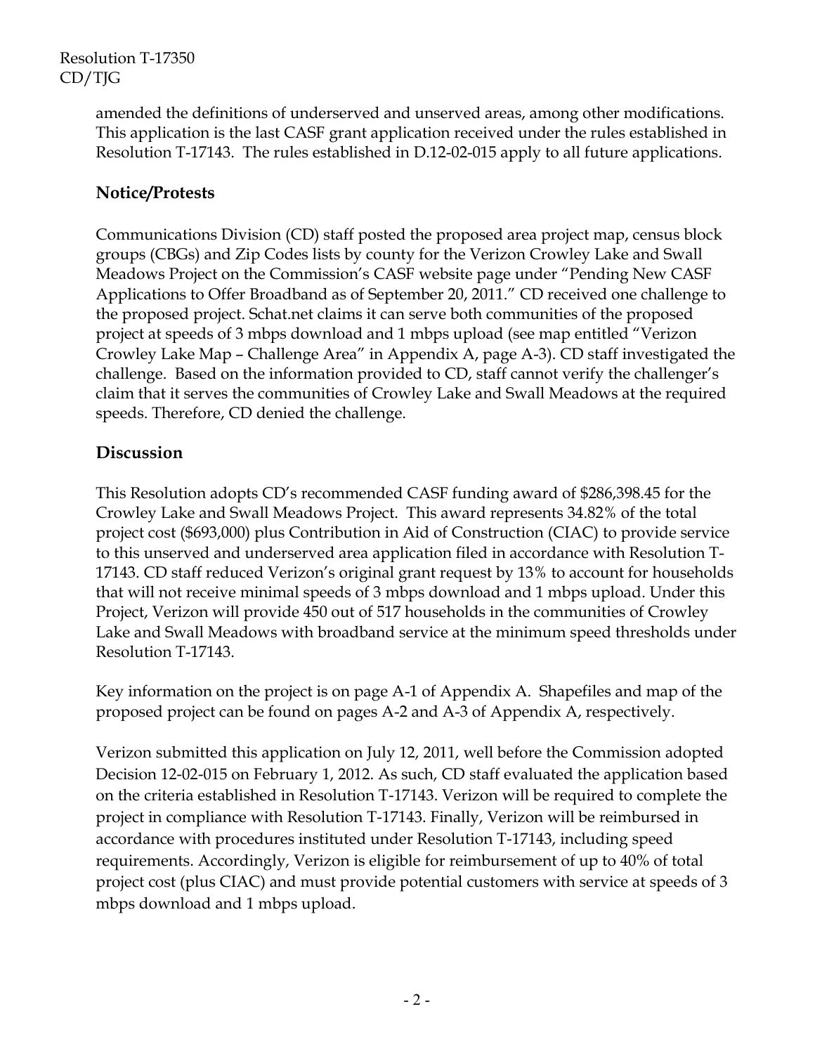amended the definitions of underserved and unserved areas, among other modifications. This application is the last CASF grant application received under the rules established in Resolution T-17143. The rules established in D.12-02-015 apply to all future applications.

## Notice/Protests

Communications Division (CD) staff posted the proposed area project map, census block groups (CBGs) and Zip Codes lists by county for the Verizon Crowley Lake and Swall Meadows Project on the Commission's CASF website page under "Pending New CASF Applications to Offer Broadband as of September 20, 2011." CD received one challenge to the proposed project. Schat.net claims it can serve both communities of the proposed project at speeds of 3 mbps download and 1 mbps upload (see map entitled "Verizon Crowley Lake Map – Challenge Area" in Appendix A, page A-3). CD staff investigated the challenge. Based on the information provided to CD, staff cannot verify the challenger's claim that it serves the communities of Crowley Lake and Swall Meadows at the required speeds. Therefore, CD denied the challenge.

## Discussion

This Resolution adopts CD's recommended CASF funding award of $286,398.45 for the Crowley Lake and Swall Meadows Project. This award represents 34.82% of the total project cost ($693,000) plus Contribution in Aid of Construction (CIAC) to provide service to this unserved and underserved area application filed in accordance with Resolution T-17143. CD staff reduced Verizon's original grant request by 13% to account for households that will not receive minimal speeds of 3 mbps download and 1 mbps upload. Under this Project, Verizon will provide 450 out of 517 households in the communities of Crowley Lake and Swall Meadows with broadband service at the minimum speed thresholds under Resolution T-17143.

Key information on the project is on page A-1 of Appendix A. Shapefiles and map of the proposed project can be found on pages A-2 and A-3 of Appendix A, respectively.

Verizon submitted this application on July 12, 2011, well before the Commission adopted Decision 12-02-015 on February 1, 2012. As such, CD staff evaluated the application based on the criteria established in Resolution T-17143. Verizon will be required to complete the project in compliance with Resolution T-17143. Finally, Verizon will be reimbursed in accordance with procedures instituted under Resolution T-17143, including speed requirements. Accordingly, Verizon is eligible for reimbursement of up to 40% of total project cost (plus CIAC) and must provide potential customers with service at speeds of 3 mbps download and 1 mbps upload.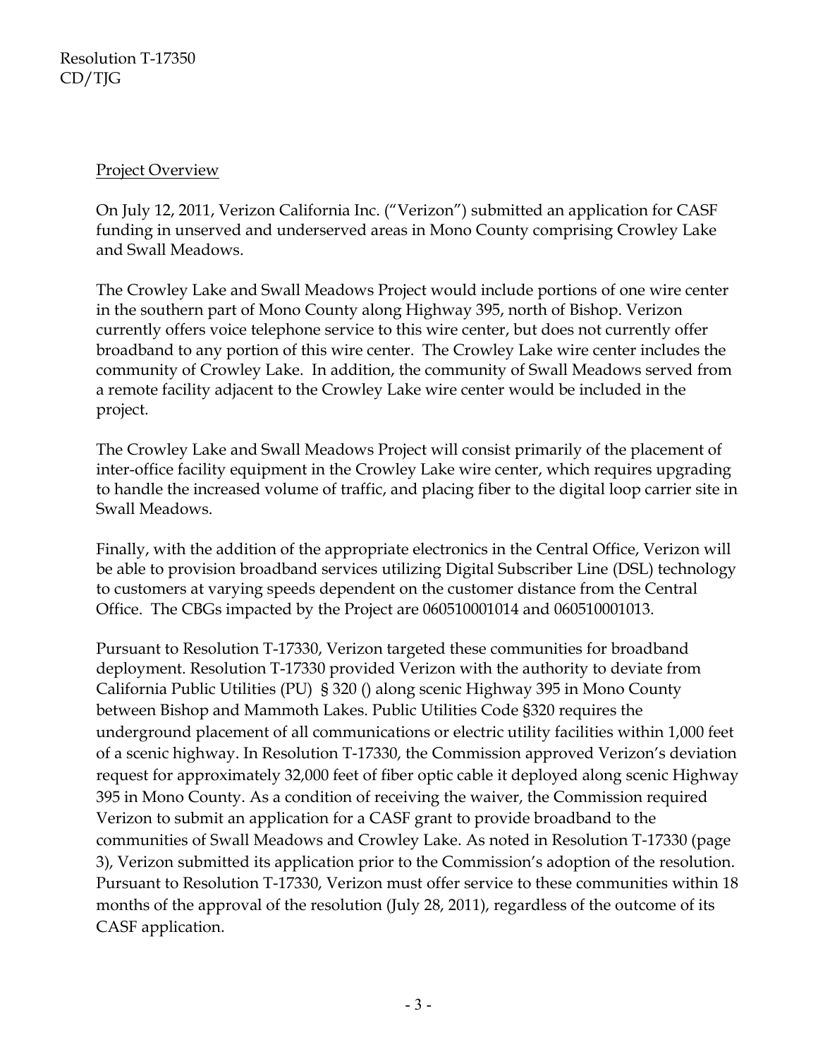Project Overview

On July 12, 2011, Verizon California Inc. ("Verizon") submitted an application for CASF funding in unserved and underserved areas in Mono County comprising Crowley Lake and Swall Meadows.

The Crowley Lake and Swall Meadows Project would include portions of one wire center in the southern part of Mono County along Highway 395, north of Bishop. Verizon currently offers voice telephone service to this wire center, but does not currently offer broadband to any portion of this wire center. The Crowley Lake wire center includes the community of Crowley Lake. In addition, the community of Swall Meadows served from a remote facility adjacent to the Crowley Lake wire center would be included in the project.

The Crowley Lake and Swall Meadows Project will consist primarily of the placement of inter-office facility equipment in the Crowley Lake wire center, which requires upgrading to handle the increased volume of traffic, and placing fiber to the digital loop carrier site in Swall Meadows.

Finally, with the addition of the appropriate electronics in the Central Office, Verizon will be able to provision broadband services utilizing Digital Subscriber Line (DSL) technology to customers at varying speeds dependent on the customer distance from the Central Office. The CBGs impacted by the Project are 060510001014 and 060510001013.

Pursuant to Resolution T-17330, Verizon targeted these communities for broadband deployment. Resolution T-17330 provided Verizon with the authority to deviate from California Public Utilities (PU) § 320 () along scenic Highway 395 in Mono County between Bishop and Mammoth Lakes. Public Utilities Code §320 requires the underground placement of all communications or electric utility facilities within 1,000 feet of a scenic highway. In Resolution T-17330, the Commission approved Verizon's deviation request for approximately 32,000 feet of fiber optic cable it deployed along scenic Highway 395 in Mono County. As a condition of receiving the waiver, the Commission required Verizon to submit an application for a CASF grant to provide broadband to the communities of Swall Meadows and Crowley Lake. As noted in Resolution T-17330 (page 3), Verizon submitted its application prior to the Commission's adoption of the resolution. Pursuant to Resolution T-17330, Verizon must offer service to these communities within 18 months of the approval of the resolution (July 28, 2011), regardless of the outcome of its CASF application.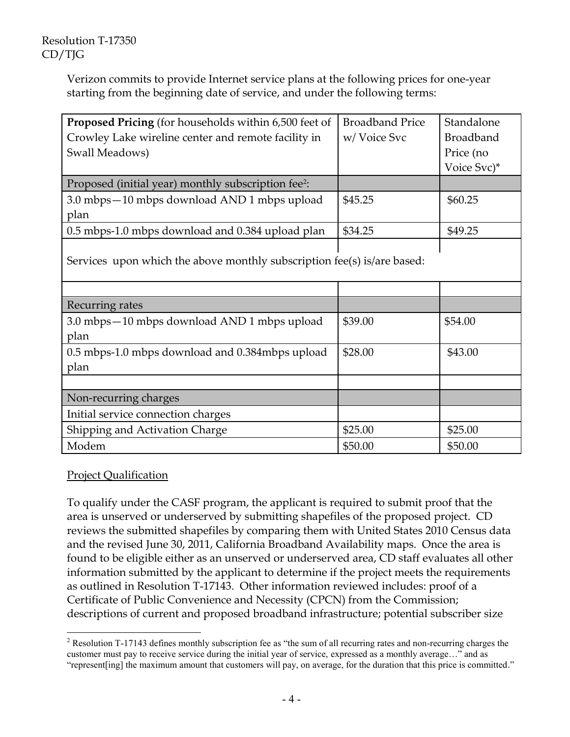Verizon commits to provide Internet service plans at the following prices for one-year starting from the beginning date of service, and under the following terms:

| **Proposed Pricing** (for households within 6,500 feet of Crowley Lake wireline center and remote facility in Swall Meadows) | Broadband Price w/ Voice Svc | Standalone Broadband Price (no Voice Svc)* |
|---|---|---|
| Proposed (initial year) monthly subscription fee[2]: | | |
| 3.0 mbps—10 mbps download AND 1 mbps upload plan | $45.25 | $60.25 |
| 0.5 mbps-1.0 mbps download and 0.384 upload plan | $34.25 | $49.25 |
| Services upon which the above monthly subscription fee(s) is/are based: | | |
| | | |
| Recurring rates | | |
| 3.0 mbps—10 mbps download AND 1 mbps upload plan | $39.00 | $54.00 |
| 0.5 mbps-1.0 mbps download and 0.384mbps upload plan | $28.00 | $43.00 |
| | | |
| Non-recurring charges | | |
| Initial service connection charges | | |
| Shipping and Activation Charge | $25.00 | $25.00 |
| Modem | $50.00 | $50.00 |

Project Qualification

To qualify under the CASF program, the applicant is required to submit proof that the area is unserved or underserved by submitting shapefiles of the proposed project. CD reviews the submitted shapefiles by comparing them with United States 2010 Census data and the revised June 30, 2011, California Broadband Availability maps. Once the area is found to be eligible either as an unserved or underserved area, CD staff evaluates all other information submitted by the applicant to determine if the project meets the requirements as outlined in Resolution T-17143. Other information reviewed includes: proof of a Certificate of Public Convenience and Necessity (CPCN) from the Commission; descriptions of current and proposed broadband infrastructure; potential subscriber size

[2] Resolution T-17143 defines monthly subscription fee as "the sum of all recurring rates and non-recurring charges the customer must pay to receive service during the initial year of service, expressed as a monthly average…" and as "represent[ing] the maximum amount that customers will pay, on average, for the duration that this price is committed."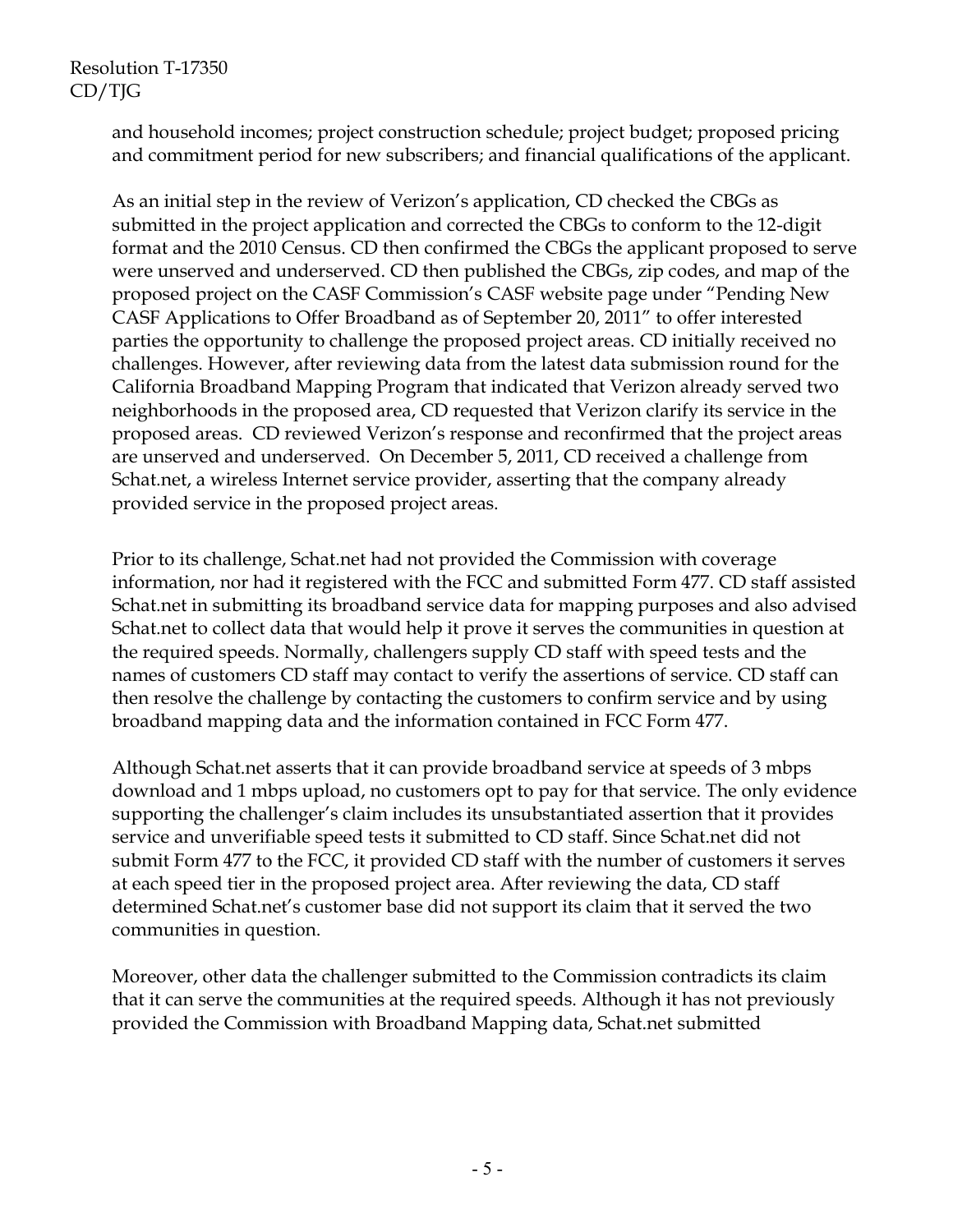and household incomes; project construction schedule; project budget; proposed pricing and commitment period for new subscribers; and financial qualifications of the applicant.

As an initial step in the review of Verizon's application, CD checked the CBGs as submitted in the project application and corrected the CBGs to conform to the 12-digit format and the 2010 Census. CD then confirmed the CBGs the applicant proposed to serve were unserved and underserved. CD then published the CBGs, zip codes, and map of the proposed project on the CASF Commission's CASF website page under "Pending New CASF Applications to Offer Broadband as of September 20, 2011" to offer interested parties the opportunity to challenge the proposed project areas. CD initially received no challenges. However, after reviewing data from the latest data submission round for the California Broadband Mapping Program that indicated that Verizon already served two neighborhoods in the proposed area, CD requested that Verizon clarify its service in the proposed areas. CD reviewed Verizon's response and reconfirmed that the project areas are unserved and underserved. On December 5, 2011, CD received a challenge from Schat.net, a wireless Internet service provider, asserting that the company already provided service in the proposed project areas.

Prior to its challenge, Schat.net had not provided the Commission with coverage information, nor had it registered with the FCC and submitted Form 477. CD staff assisted Schat.net in submitting its broadband service data for mapping purposes and also advised Schat.net to collect data that would help it prove it serves the communities in question at the required speeds. Normally, challengers supply CD staff with speed tests and the names of customers CD staff may contact to verify the assertions of service. CD staff can then resolve the challenge by contacting the customers to confirm service and by using broadband mapping data and the information contained in FCC Form 477.

Although Schat.net asserts that it can provide broadband service at speeds of 3 mbps download and 1 mbps upload, no customers opt to pay for that service. The only evidence supporting the challenger's claim includes its unsubstantiated assertion that it provides service and unverifiable speed tests it submitted to CD staff. Since Schat.net did not submit Form 477 to the FCC, it provided CD staff with the number of customers it serves at each speed tier in the proposed project area. After reviewing the data, CD staff determined Schat.net's customer base did not support its claim that it served the two communities in question.

Moreover, other data the challenger submitted to the Commission contradicts its claim that it can serve the communities at the required speeds. Although it has not previously provided the Commission with Broadband Mapping data, Schat.net submitted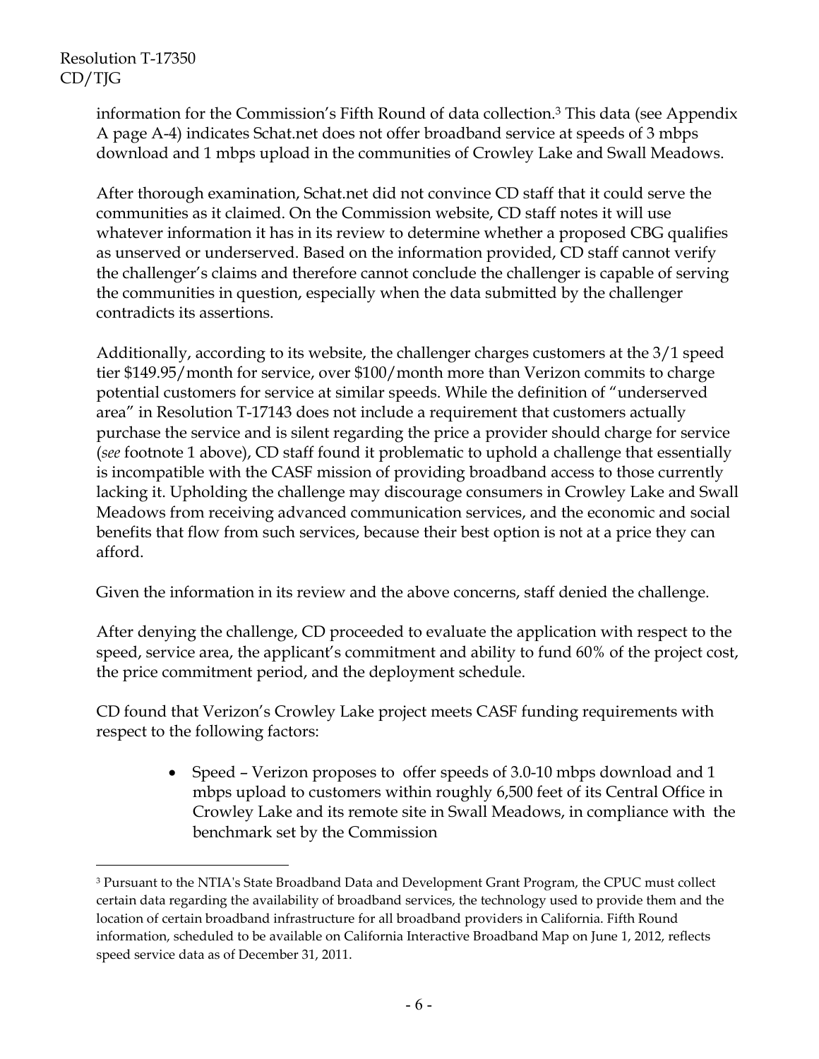information for the Commission's Fifth Round of data collection.[3] This data (see Appendix A page A-4) indicates Schat.net does not offer broadband service at speeds of 3 mbps download and 1 mbps upload in the communities of Crowley Lake and Swall Meadows.

After thorough examination, Schat.net did not convince CD staff that it could serve the communities as it claimed. On the Commission website, CD staff notes it will use whatever information it has in its review to determine whether a proposed CBG qualifies as unserved or underserved. Based on the information provided, CD staff cannot verify the challenger's claims and therefore cannot conclude the challenger is capable of serving the communities in question, especially when the data submitted by the challenger contradicts its assertions.

Additionally, according to its website, the challenger charges customers at the 3/1 speed tier $149.95/month for service, over $100/month more than Verizon commits to charge potential customers for service at similar speeds. While the definition of "underserved area" in Resolution T-17143 does not include a requirement that customers actually purchase the service and is silent regarding the price a provider should charge for service (*see* footnote 1 above), CD staff found it problematic to uphold a challenge that essentially is incompatible with the CASF mission of providing broadband access to those currently lacking it. Upholding the challenge may discourage consumers in Crowley Lake and Swall Meadows from receiving advanced communication services, and the economic and social benefits that flow from such services, because their best option is not at a price they can afford.

Given the information in its review and the above concerns, staff denied the challenge.

After denying the challenge, CD proceeded to evaluate the application with respect to the speed, service area, the applicant's commitment and ability to fund 60% of the project cost, the price commitment period, and the deployment schedule.

CD found that Verizon's Crowley Lake project meets CASF funding requirements with respect to the following factors:

- Speed – Verizon proposes to offer speeds of 3.0-10 mbps download and 1 mbps upload to customers within roughly 6,500 feet of its Central Office in Crowley Lake and its remote site in Swall Meadows, in compliance with the benchmark set by the Commission

---

[3] Pursuant to the NTIA's State Broadband Data and Development Grant Program, the CPUC must collect certain data regarding the availability of broadband services, the technology used to provide them and the location of certain broadband infrastructure for all broadband providers in California. Fifth Round information, scheduled to be available on California Interactive Broadband Map on June 1, 2012, reflects speed service data as of December 31, 2011.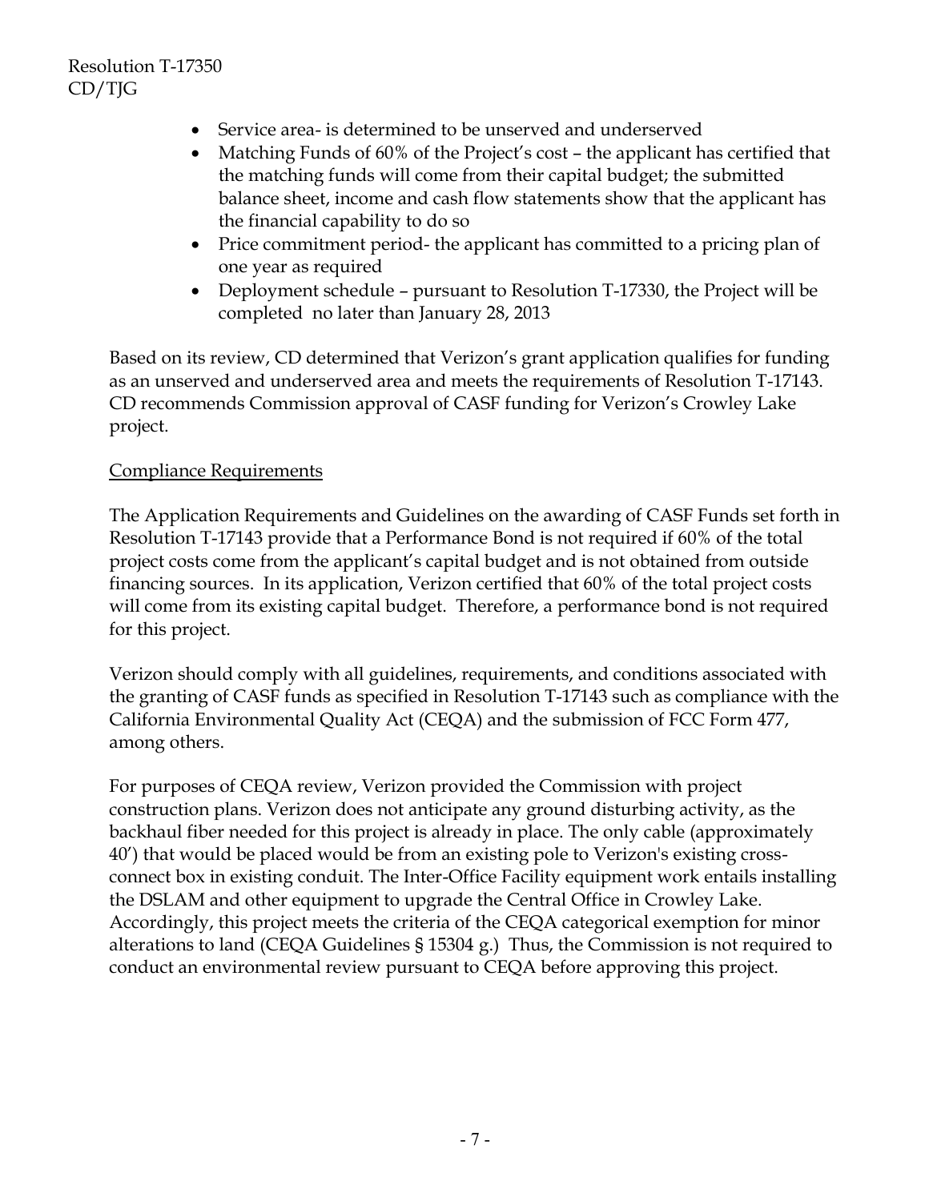- Service area- is determined to be unserved and underserved
- Matching Funds of 60% of the Project's cost – the applicant has certified that the matching funds will come from their capital budget; the submitted balance sheet, income and cash flow statements show that the applicant has the financial capability to do so
- Price commitment period- the applicant has committed to a pricing plan of one year as required
- Deployment schedule – pursuant to Resolution T-17330, the Project will be completed no later than January 28, 2013

Based on its review, CD determined that Verizon's grant application qualifies for funding as an unserved and underserved area and meets the requirements of Resolution T-17143. CD recommends Commission approval of CASF funding for Verizon's Crowley Lake project.

Compliance Requirements

The Application Requirements and Guidelines on the awarding of CASF Funds set forth in Resolution T-17143 provide that a Performance Bond is not required if 60% of the total project costs come from the applicant's capital budget and is not obtained from outside financing sources. In its application, Verizon certified that 60% of the total project costs will come from its existing capital budget. Therefore, a performance bond is not required for this project.

Verizon should comply with all guidelines, requirements, and conditions associated with the granting of CASF funds as specified in Resolution T-17143 such as compliance with the California Environmental Quality Act (CEQA) and the submission of FCC Form 477, among others.

For purposes of CEQA review, Verizon provided the Commission with project construction plans. Verizon does not anticipate any ground disturbing activity, as the backhaul fiber needed for this project is already in place. The only cable (approximately 40') that would be placed would be from an existing pole to Verizon's existing cross-connect box in existing conduit. The Inter-Office Facility equipment work entails installing the DSLAM and other equipment to upgrade the Central Office in Crowley Lake. Accordingly, this project meets the criteria of the CEQA categorical exemption for minor alterations to land (CEQA Guidelines § 15304 g.) Thus, the Commission is not required to conduct an environmental review pursuant to CEQA before approving this project.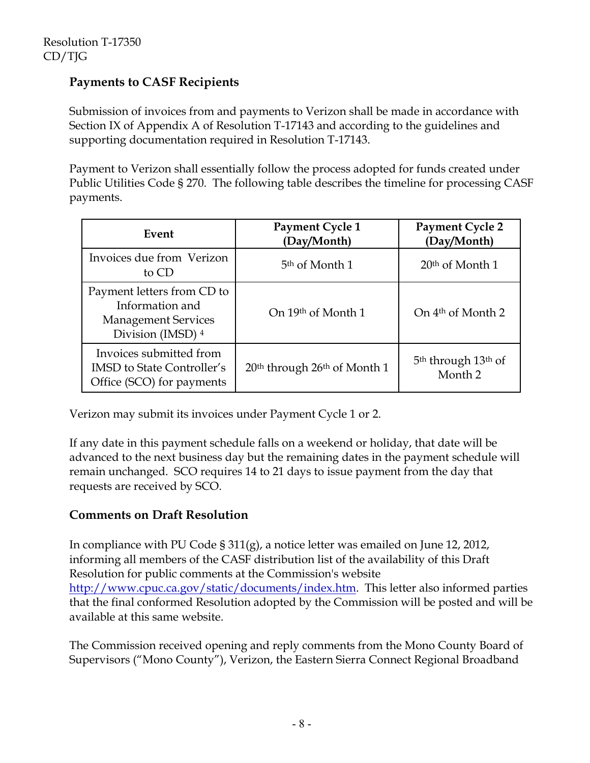## Payments to CASF Recipients

Submission of invoices from and payments to Verizon shall be made in accordance with Section IX of Appendix A of Resolution T-17143 and according to the guidelines and supporting documentation required in Resolution T-17143.

Payment to Verizon shall essentially follow the process adopted for funds created under Public Utilities Code § 270. The following table describes the timeline for processing CASF payments.

| Event | Payment Cycle 1 (Day/Month) | Payment Cycle 2 (Day/Month) |
|---|---|---|
| Invoices due from Verizon to CD | 5th of Month 1 | 20th of Month 1 |
| Payment letters from CD to Information and Management Services Division (IMSD) [4] | On 19th of Month 1 | On 4th of Month 2 |
| Invoices submitted from IMSD to State Controller's Office (SCO) for payments | 20th through 26th of Month 1 | 5th through 13th of Month 2 |

Verizon may submit its invoices under Payment Cycle 1 or 2.

If any date in this payment schedule falls on a weekend or holiday, that date will be advanced to the next business day but the remaining dates in the payment schedule will remain unchanged. SCO requires 14 to 21 days to issue payment from the day that requests are received by SCO.

## Comments on Draft Resolution

In compliance with PU Code § 311(g), a notice letter was emailed on June 12, 2012, informing all members of the CASF distribution list of the availability of this Draft Resolution for public comments at the Commission's website http://www.cpuc.ca.gov/static/documents/index.htm. This letter also informed parties that the final conformed Resolution adopted by the Commission will be posted and will be available at this same website.

The Commission received opening and reply comments from the Mono County Board of Supervisors ("Mono County"), Verizon, the Eastern Sierra Connect Regional Broadband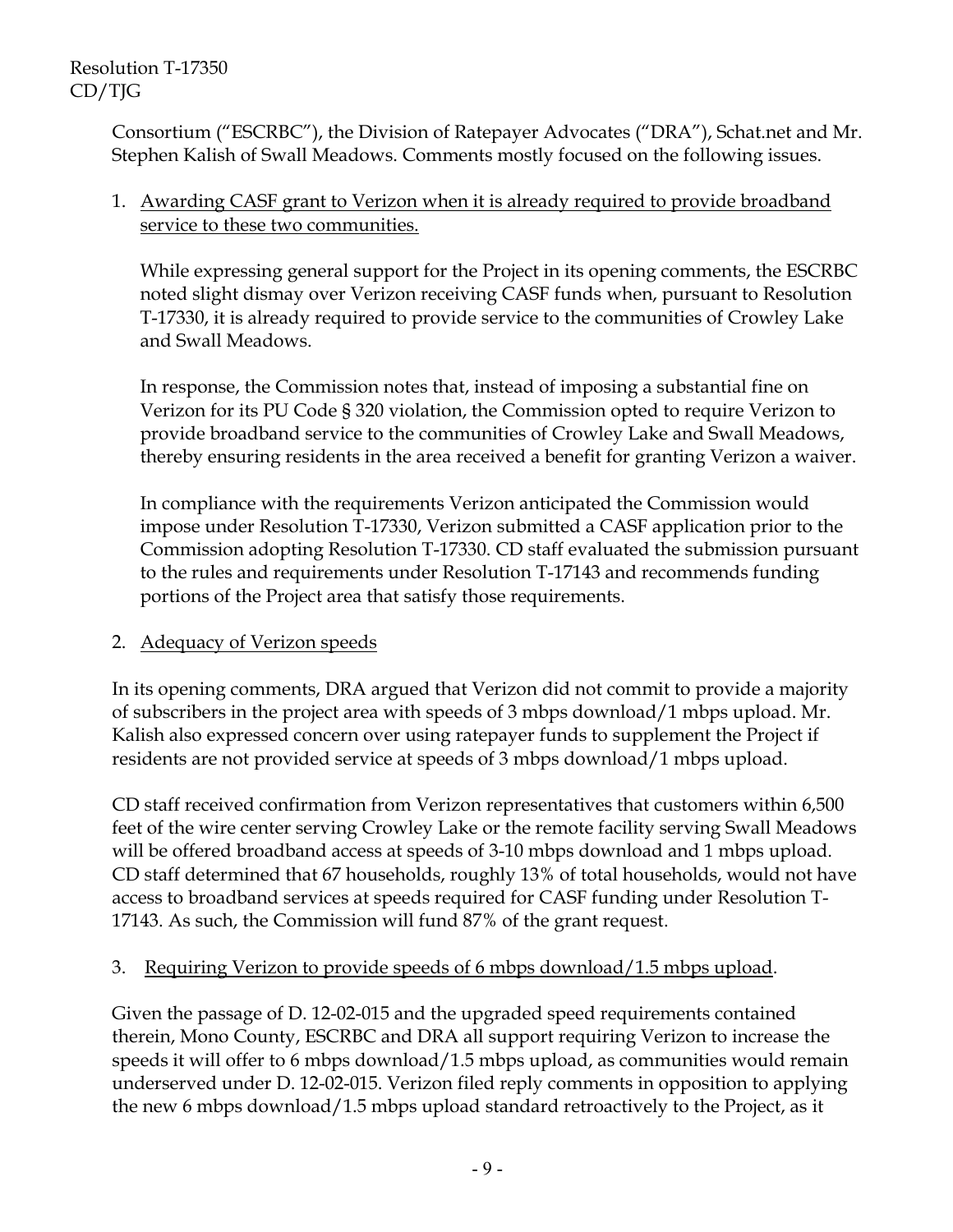Consortium ("ESCRBC"), the Division of Ratepayer Advocates ("DRA"), Schat.net and Mr. Stephen Kalish of Swall Meadows. Comments mostly focused on the following issues.

1. <u>Awarding CASF grant to Verizon when it is already required to provide broadband service to these two communities.</u>

   While expressing general support for the Project in its opening comments, the ESCRBC noted slight dismay over Verizon receiving CASF funds when, pursuant to Resolution T-17330, it is already required to provide service to the communities of Crowley Lake and Swall Meadows.

   In response, the Commission notes that, instead of imposing a substantial fine on Verizon for its PU Code § 320 violation, the Commission opted to require Verizon to provide broadband service to the communities of Crowley Lake and Swall Meadows, thereby ensuring residents in the area received a benefit for granting Verizon a waiver.

   In compliance with the requirements Verizon anticipated the Commission would impose under Resolution T-17330, Verizon submitted a CASF application prior to the Commission adopting Resolution T-17330. CD staff evaluated the submission pursuant to the rules and requirements under Resolution T-17143 and recommends funding portions of the Project area that satisfy those requirements.

2. <u>Adequacy of Verizon speeds</u>

In its opening comments, DRA argued that Verizon did not commit to provide a majority of subscribers in the project area with speeds of 3 mbps download/1 mbps upload. Mr. Kalish also expressed concern over using ratepayer funds to supplement the Project if residents are not provided service at speeds of 3 mbps download/1 mbps upload.

CD staff received confirmation from Verizon representatives that customers within 6,500 feet of the wire center serving Crowley Lake or the remote facility serving Swall Meadows will be offered broadband access at speeds of 3-10 mbps download and 1 mbps upload. CD staff determined that 67 households, roughly 13% of total households, would not have access to broadband services at speeds required for CASF funding under Resolution T-17143. As such, the Commission will fund 87% of the grant request.

3. <u>Requiring Verizon to provide speeds of 6 mbps download/1.5 mbps upload</u>.

Given the passage of D. 12-02-015 and the upgraded speed requirements contained therein, Mono County, ESCRBC and DRA all support requiring Verizon to increase the speeds it will offer to 6 mbps download/1.5 mbps upload, as communities would remain underserved under D. 12-02-015. Verizon filed reply comments in opposition to applying the new 6 mbps download/1.5 mbps upload standard retroactively to the Project, as it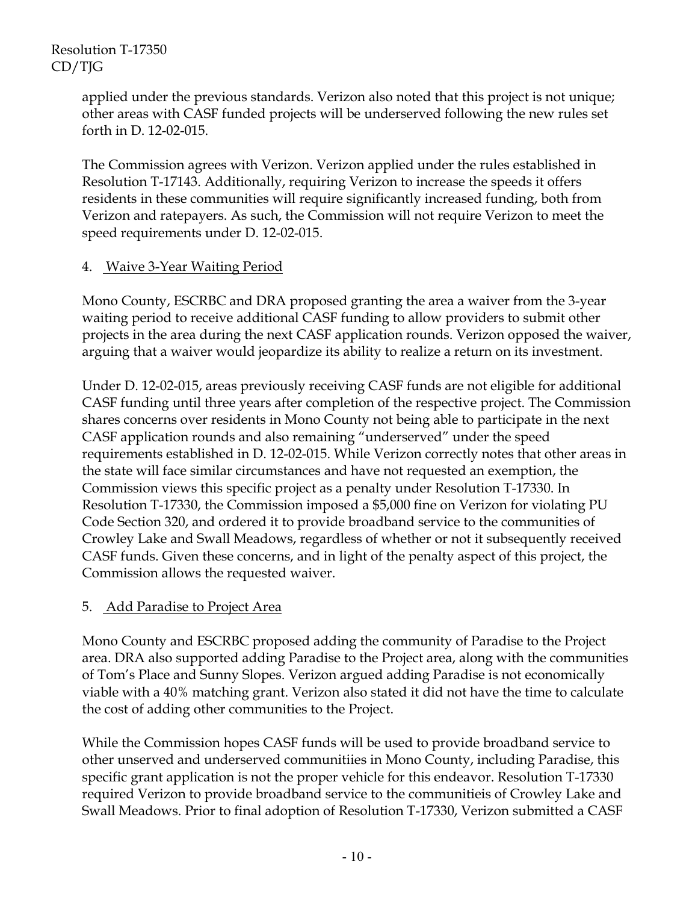applied under the previous standards. Verizon also noted that this project is not unique; other areas with CASF funded projects will be underserved following the new rules set forth in D. 12-02-015.

The Commission agrees with Verizon. Verizon applied under the rules established in Resolution T-17143. Additionally, requiring Verizon to increase the speeds it offers residents in these communities will require significantly increased funding, both from Verizon and ratepayers. As such, the Commission will not require Verizon to meet the speed requirements under D. 12-02-015.

4. Waive 3-Year Waiting Period

Mono County, ESCRBC and DRA proposed granting the area a waiver from the 3-year waiting period to receive additional CASF funding to allow providers to submit other projects in the area during the next CASF application rounds. Verizon opposed the waiver, arguing that a waiver would jeopardize its ability to realize a return on its investment.

Under D. 12-02-015, areas previously receiving CASF funds are not eligible for additional CASF funding until three years after completion of the respective project. The Commission shares concerns over residents in Mono County not being able to participate in the next CASF application rounds and also remaining "underserved" under the speed requirements established in D. 12-02-015. While Verizon correctly notes that other areas in the state will face similar circumstances and have not requested an exemption, the Commission views this specific project as a penalty under Resolution T-17330. In Resolution T-17330, the Commission imposed a $5,000 fine on Verizon for violating PU Code Section 320, and ordered it to provide broadband service to the communities of Crowley Lake and Swall Meadows, regardless of whether or not it subsequently received CASF funds. Given these concerns, and in light of the penalty aspect of this project, the Commission allows the requested waiver.

5. Add Paradise to Project Area

Mono County and ESCRBC proposed adding the community of Paradise to the Project area. DRA also supported adding Paradise to the Project area, along with the communities of Tom's Place and Sunny Slopes. Verizon argued adding Paradise is not economically viable with a 40% matching grant. Verizon also stated it did not have the time to calculate the cost of adding other communities to the Project.

While the Commission hopes CASF funds will be used to provide broadband service to other unserved and underserved communitiies in Mono County, including Paradise, this specific grant application is not the proper vehicle for this endeavor. Resolution T-17330 required Verizon to provide broadband service to the communitieis of Crowley Lake and Swall Meadows. Prior to final adoption of Resolution T-17330, Verizon submitted a CASF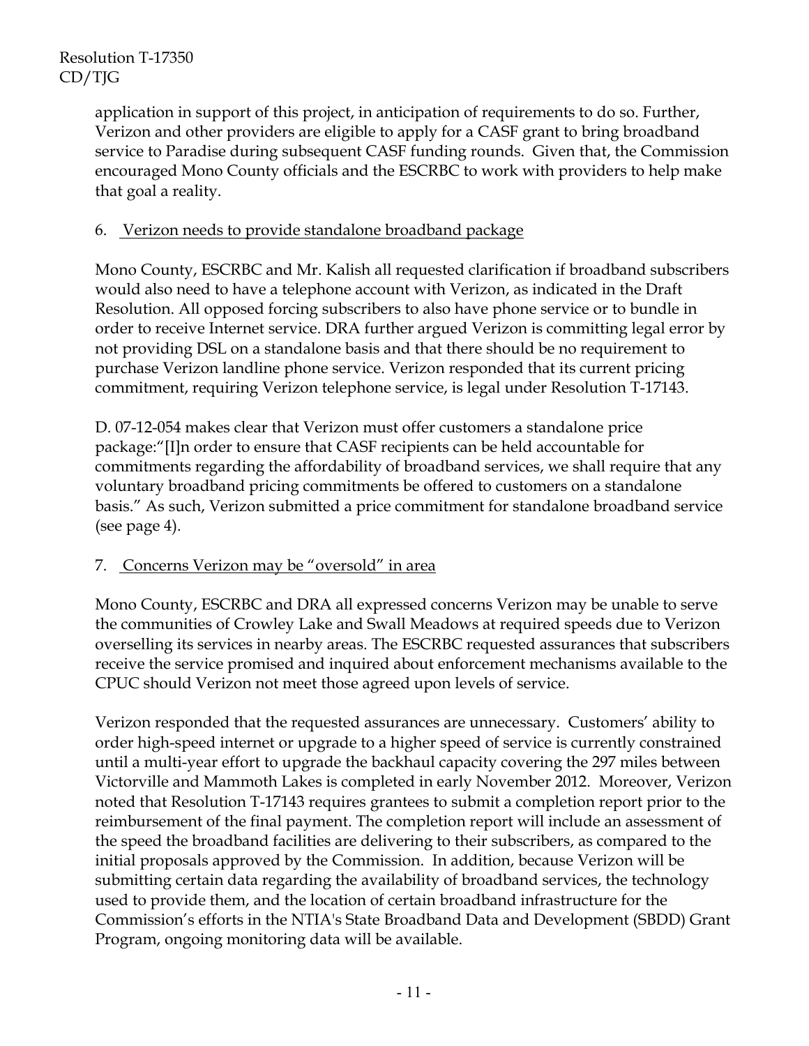application in support of this project, in anticipation of requirements to do so. Further, Verizon and other providers are eligible to apply for a CASF grant to bring broadband service to Paradise during subsequent CASF funding rounds. Given that, the Commission encouraged Mono County officials and the ESCRBC to work with providers to help make that goal a reality.

6. <u>Verizon needs to provide standalone broadband package</u>

Mono County, ESCRBC and Mr. Kalish all requested clarification if broadband subscribers would also need to have a telephone account with Verizon, as indicated in the Draft Resolution. All opposed forcing subscribers to also have phone service or to bundle in order to receive Internet service. DRA further argued Verizon is committing legal error by not providing DSL on a standalone basis and that there should be no requirement to purchase Verizon landline phone service. Verizon responded that its current pricing commitment, requiring Verizon telephone service, is legal under Resolution T-17143.

D. 07-12-054 makes clear that Verizon must offer customers a standalone price package:"[I]n order to ensure that CASF recipients can be held accountable for commitments regarding the affordability of broadband services, we shall require that any voluntary broadband pricing commitments be offered to customers on a standalone basis." As such, Verizon submitted a price commitment for standalone broadband service (see page 4).

7. <u>Concerns Verizon may be "oversold" in area</u>

Mono County, ESCRBC and DRA all expressed concerns Verizon may be unable to serve the communities of Crowley Lake and Swall Meadows at required speeds due to Verizon overselling its services in nearby areas. The ESCRBC requested assurances that subscribers receive the service promised and inquired about enforcement mechanisms available to the CPUC should Verizon not meet those agreed upon levels of service.

Verizon responded that the requested assurances are unnecessary. Customers' ability to order high-speed internet or upgrade to a higher speed of service is currently constrained until a multi-year effort to upgrade the backhaul capacity covering the 297 miles between Victorville and Mammoth Lakes is completed in early November 2012. Moreover, Verizon noted that Resolution T-17143 requires grantees to submit a completion report prior to the reimbursement of the final payment. The completion report will include an assessment of the speed the broadband facilities are delivering to their subscribers, as compared to the initial proposals approved by the Commission. In addition, because Verizon will be submitting certain data regarding the availability of broadband services, the technology used to provide them, and the location of certain broadband infrastructure for the Commission's efforts in the NTIA's State Broadband Data and Development (SBDD) Grant Program, ongoing monitoring data will be available.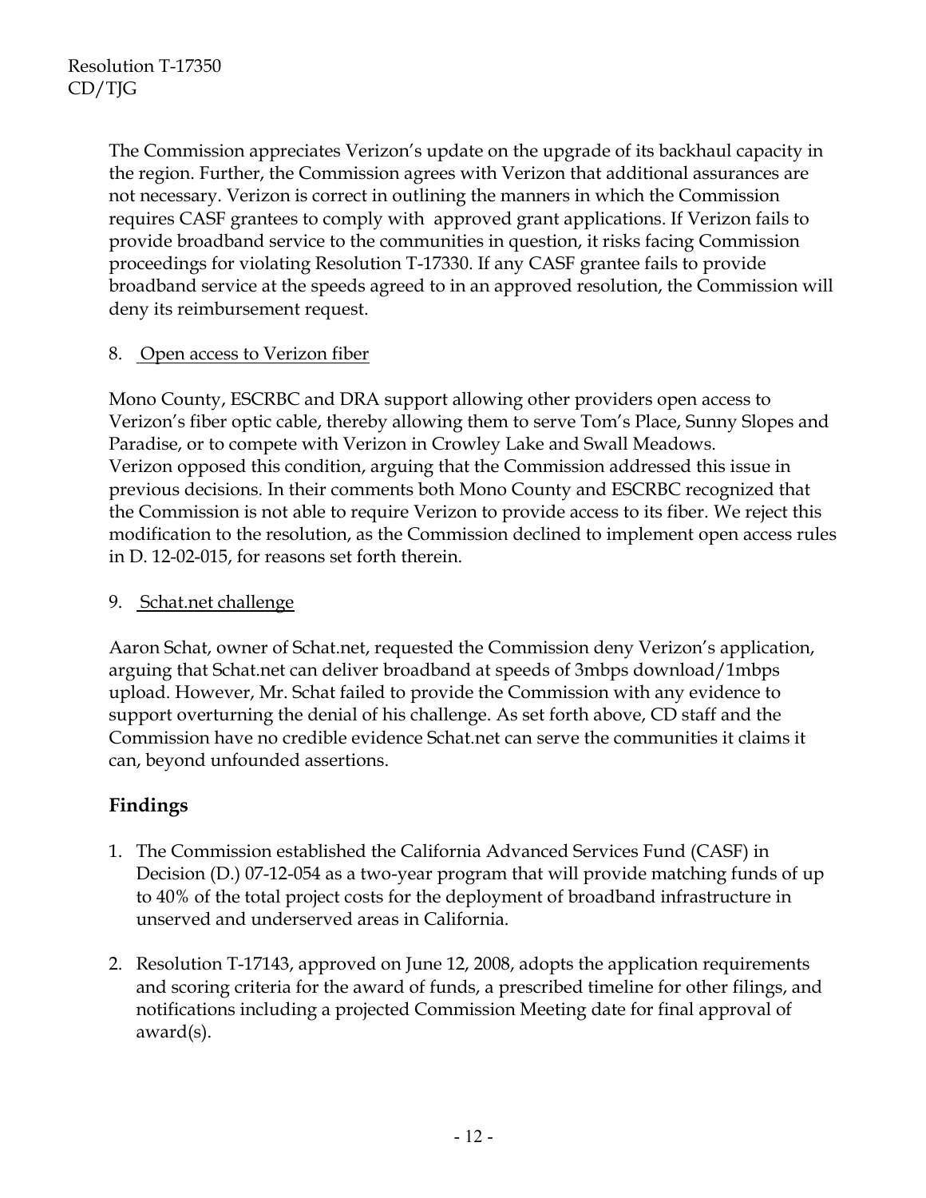The Commission appreciates Verizon's update on the upgrade of its backhaul capacity in the region. Further, the Commission agrees with Verizon that additional assurances are not necessary. Verizon is correct in outlining the manners in which the Commission requires CASF grantees to comply with approved grant applications. If Verizon fails to provide broadband service to the communities in question, it risks facing Commission proceedings for violating Resolution T-17330. If any CASF grantee fails to provide broadband service at the speeds agreed to in an approved resolution, the Commission will deny its reimbursement request.

8. Open access to Verizon fiber

Mono County, ESCRBC and DRA support allowing other providers open access to Verizon's fiber optic cable, thereby allowing them to serve Tom's Place, Sunny Slopes and Paradise, or to compete with Verizon in Crowley Lake and Swall Meadows. Verizon opposed this condition, arguing that the Commission addressed this issue in previous decisions. In their comments both Mono County and ESCRBC recognized that the Commission is not able to require Verizon to provide access to its fiber. We reject this modification to the resolution, as the Commission declined to implement open access rules in D. 12-02-015, for reasons set forth therein.

9. Schat.net challenge

Aaron Schat, owner of Schat.net, requested the Commission deny Verizon's application, arguing that Schat.net can deliver broadband at speeds of 3mbps download/1mbps upload. However, Mr. Schat failed to provide the Commission with any evidence to support overturning the denial of his challenge. As set forth above, CD staff and the Commission have no credible evidence Schat.net can serve the communities it claims it can, beyond unfounded assertions.

## Findings

1. The Commission established the California Advanced Services Fund (CASF) in Decision (D.) 07-12-054 as a two-year program that will provide matching funds of up to 40% of the total project costs for the deployment of broadband infrastructure in unserved and underserved areas in California.

2. Resolution T-17143, approved on June 12, 2008, adopts the application requirements and scoring criteria for the award of funds, a prescribed timeline for other filings, and notifications including a projected Commission Meeting date for final approval of award(s).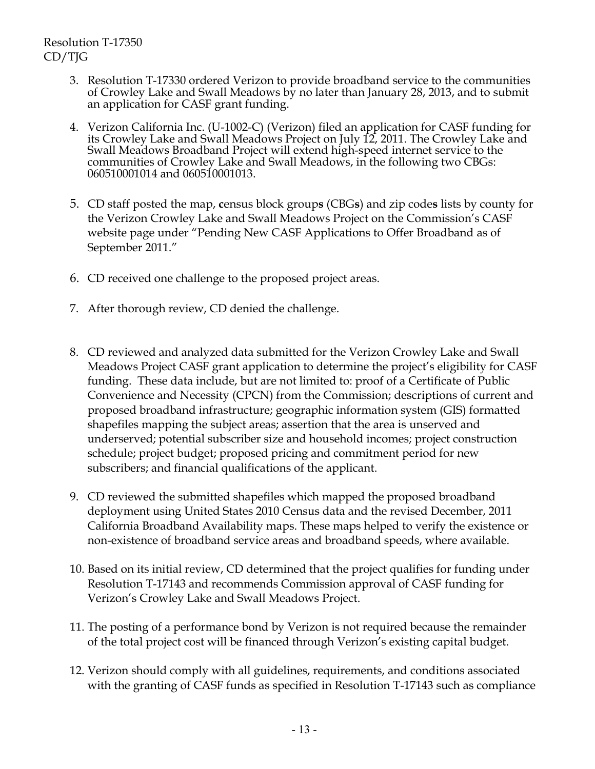3. Resolution T-17330 ordered Verizon to provide broadband service to the communities of Crowley Lake and Swall Meadows by no later than January 28, 2013, and to submit an application for CASF grant funding.

4. Verizon California Inc. (U-1002-C) (Verizon) filed an application for CASF funding for its Crowley Lake and Swall Meadows Project on July 12, 2011. The Crowley Lake and Swall Meadows Broadband Project will extend high-speed internet service to the communities of Crowley Lake and Swall Meadows, in the following two CBGs: 060510001014 and 060510001013.

5. CD staff posted the map, **c**ensus block group**s** (CBG**s**) and zip code**s** lists by county for the Verizon Crowley Lake and Swall Meadows Project on the Commission's CASF website page under "Pending New CASF Applications to Offer Broadband as of September 2011."

6. CD received one challenge to the proposed project areas.

7. After thorough review, CD denied the challenge.

8. CD reviewed and analyzed data submitted for the Verizon Crowley Lake and Swall Meadows Project CASF grant application to determine the project's eligibility for CASF funding. These data include, but are not limited to: proof of a Certificate of Public Convenience and Necessity (CPCN) from the Commission; descriptions of current and proposed broadband infrastructure; geographic information system (GIS) formatted shapefiles mapping the subject areas; assertion that the area is unserved and underserved; potential subscriber size and household incomes; project construction schedule; project budget; proposed pricing and commitment period for new subscribers; and financial qualifications of the applicant.

9. CD reviewed the submitted shapefiles which mapped the proposed broadband deployment using United States 2010 Census data and the revised December, 2011 California Broadband Availability maps. These maps helped to verify the existence or non-existence of broadband service areas and broadband speeds, where available.

10. Based on its initial review, CD determined that the project qualifies for funding under Resolution T-17143 and recommends Commission approval of CASF funding for Verizon's Crowley Lake and Swall Meadows Project.

11. The posting of a performance bond by Verizon is not required because the remainder of the total project cost will be financed through Verizon's existing capital budget.

12. Verizon should comply with all guidelines, requirements, and conditions associated with the granting of CASF funds as specified in Resolution T-17143 such as compliance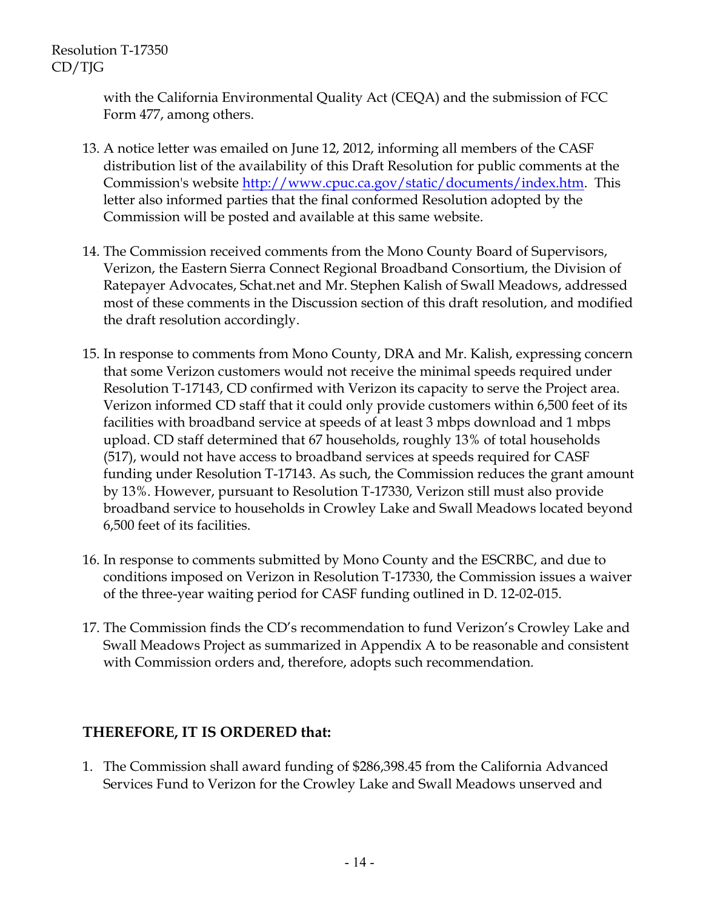with the California Environmental Quality Act (CEQA) and the submission of FCC Form 477, among others.

13. A notice letter was emailed on June 12, 2012, informing all members of the CASF distribution list of the availability of this Draft Resolution for public comments at the Commission's website http://www.cpuc.ca.gov/static/documents/index.htm. This letter also informed parties that the final conformed Resolution adopted by the Commission will be posted and available at this same website.

14. The Commission received comments from the Mono County Board of Supervisors, Verizon, the Eastern Sierra Connect Regional Broadband Consortium, the Division of Ratepayer Advocates, Schat.net and Mr. Stephen Kalish of Swall Meadows, addressed most of these comments in the Discussion section of this draft resolution, and modified the draft resolution accordingly.

15. In response to comments from Mono County, DRA and Mr. Kalish, expressing concern that some Verizon customers would not receive the minimal speeds required under Resolution T-17143, CD confirmed with Verizon its capacity to serve the Project area. Verizon informed CD staff that it could only provide customers within 6,500 feet of its facilities with broadband service at speeds of at least 3 mbps download and 1 mbps upload. CD staff determined that 67 households, roughly 13% of total households (517), would not have access to broadband services at speeds required for CASF funding under Resolution T-17143. As such, the Commission reduces the grant amount by 13%. However, pursuant to Resolution T-17330, Verizon still must also provide broadband service to households in Crowley Lake and Swall Meadows located beyond 6,500 feet of its facilities.

16. In response to comments submitted by Mono County and the ESCRBC, and due to conditions imposed on Verizon in Resolution T-17330, the Commission issues a waiver of the three-year waiting period for CASF funding outlined in D. 12-02-015.

17. The Commission finds the CD's recommendation to fund Verizon's Crowley Lake and Swall Meadows Project as summarized in Appendix A to be reasonable and consistent with Commission orders and, therefore, adopts such recommendation.

## THEREFORE, IT IS ORDERED that:

1. The Commission shall award funding of $286,398.45 from the California Advanced Services Fund to Verizon for the Crowley Lake and Swall Meadows unserved and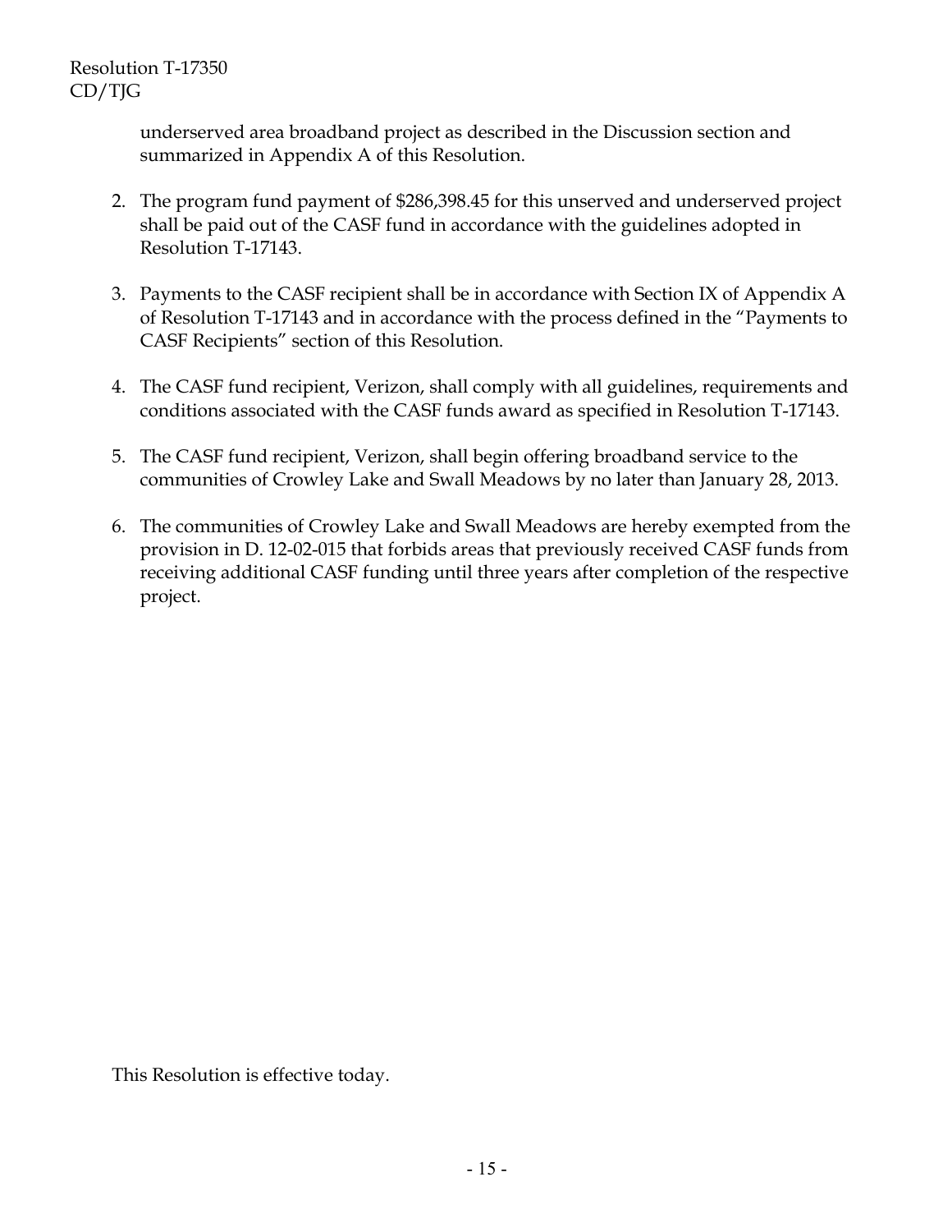underserved area broadband project as described in the Discussion section and summarized in Appendix A of this Resolution.

2. The program fund payment of $286,398.45 for this unserved and underserved project shall be paid out of the CASF fund in accordance with the guidelines adopted in Resolution T-17143.

3. Payments to the CASF recipient shall be in accordance with Section IX of Appendix A of Resolution T-17143 and in accordance with the process defined in the "Payments to CASF Recipients" section of this Resolution.

4. The CASF fund recipient, Verizon, shall comply with all guidelines, requirements and conditions associated with the CASF funds award as specified in Resolution T-17143.

5. The CASF fund recipient, Verizon, shall begin offering broadband service to the communities of Crowley Lake and Swall Meadows by no later than January 28, 2013.

6. The communities of Crowley Lake and Swall Meadows are hereby exempted from the provision in D. 12-02-015 that forbids areas that previously received CASF funds from receiving additional CASF funding until three years after completion of the respective project.

This Resolution is effective today.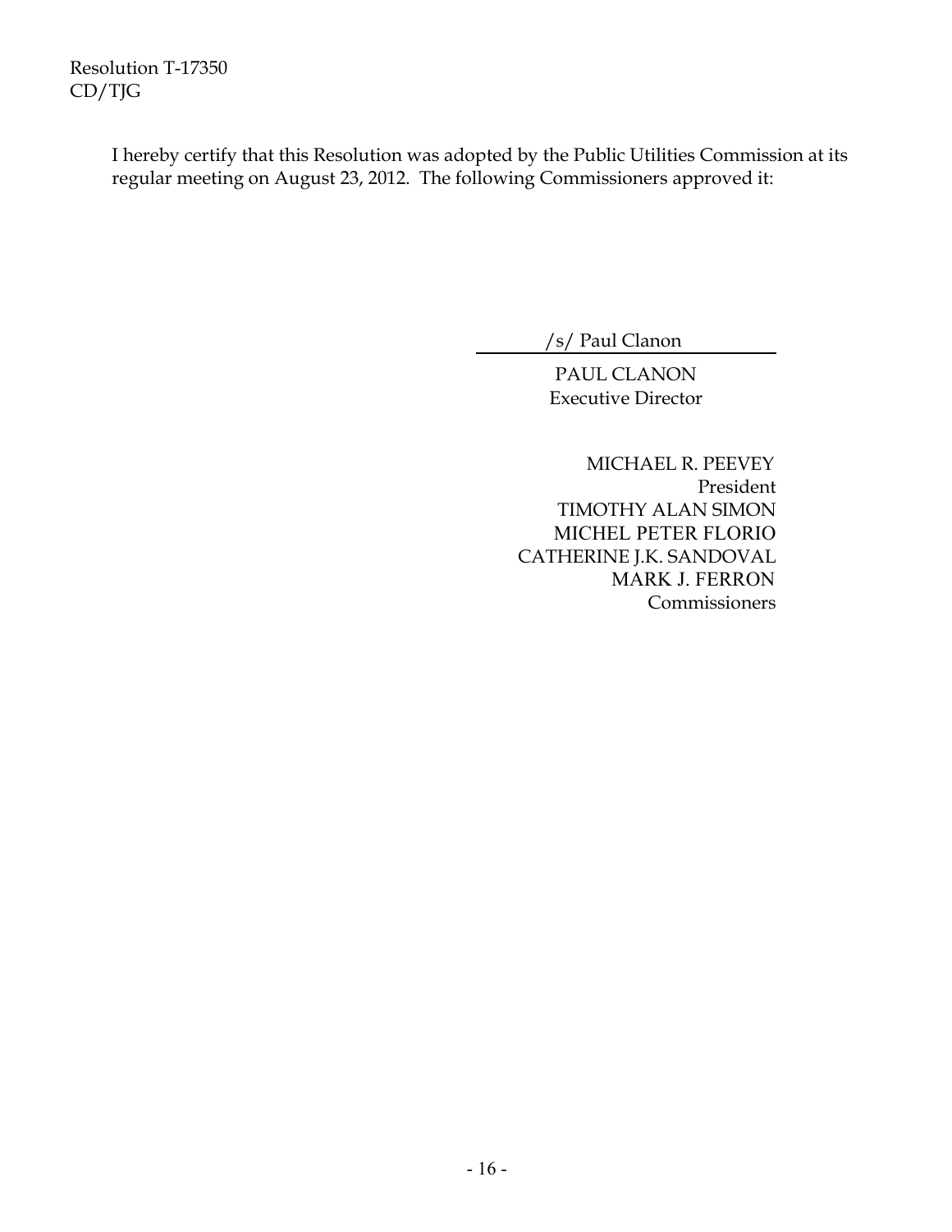I hereby certify that this Resolution was adopted by the Public Utilities Commission at its regular meeting on August 23, 2012. The following Commissioners approved it:

/s/ Paul Clanon

PAUL CLANON
Executive Director

MICHAEL R. PEEVEY
President
TIMOTHY ALAN SIMON
MICHEL PETER FLORIO
CATHERINE J.K. SANDOVAL
MARK J. FERRON
Commissioners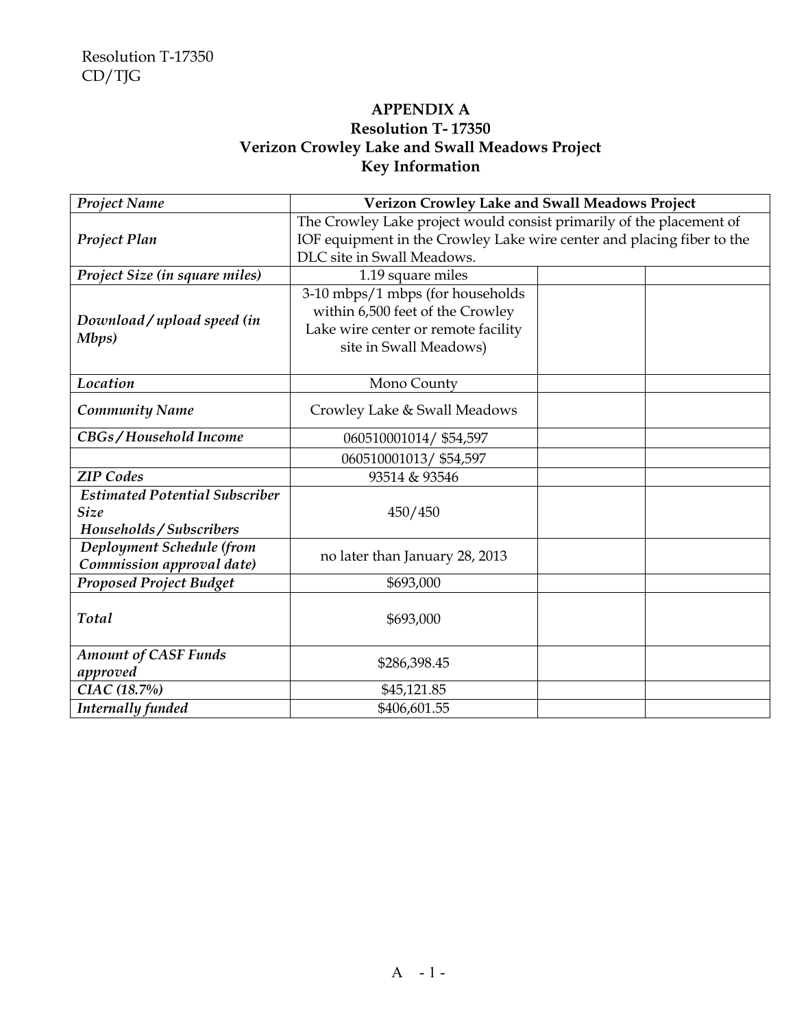Resolution T-17350
CD/TJG

**APPENDIX A**
**Resolution T- 17350**
**Verizon Crowley Lake and Swall Meadows Project**
**Key Information**

| *Project Name* | **Verizon Crowley Lake and Swall Meadows Project** | | |
|---|---|---|---|
| *Project Plan* | The Crowley Lake project would consist primarily of the placement of IOF equipment in the Crowley Lake wire center and placing fiber to the DLC site in Swall Meadows. | | |
| *Project Size (in square miles)* | 1.19 square miles | | |
| *Download/upload speed (in Mbps)* | 3-10 mbps/1 mbps (for households within 6,500 feet of the Crowley Lake wire center or remote facility site in Swall Meadows) | | |
| *Location* | Mono County | | |
| *Community Name* | Crowley Lake & Swall Meadows | | |
| *CBGs/Household Income* | 060510001014/ $54,597 | | |
| | 060510001013/ $54,597 | | |
| *ZIP Codes* | 93514 & 93546 | | |
| *Estimated Potential Subscriber Size Households/Subscribers* | 450/450 | | |
| *Deployment Schedule (from Commission approval date)* | no later than January 28, 2013 | | |
| *Proposed Project Budget* | $693,000 | | |
| *Total* | $693,000 | | |
| *Amount of CASF Funds approved* | $286,398.45 | | |
| *CIAC (18.7%)* | $45,121.85 | | |
| *Internally funded* | $406,601.55 | | |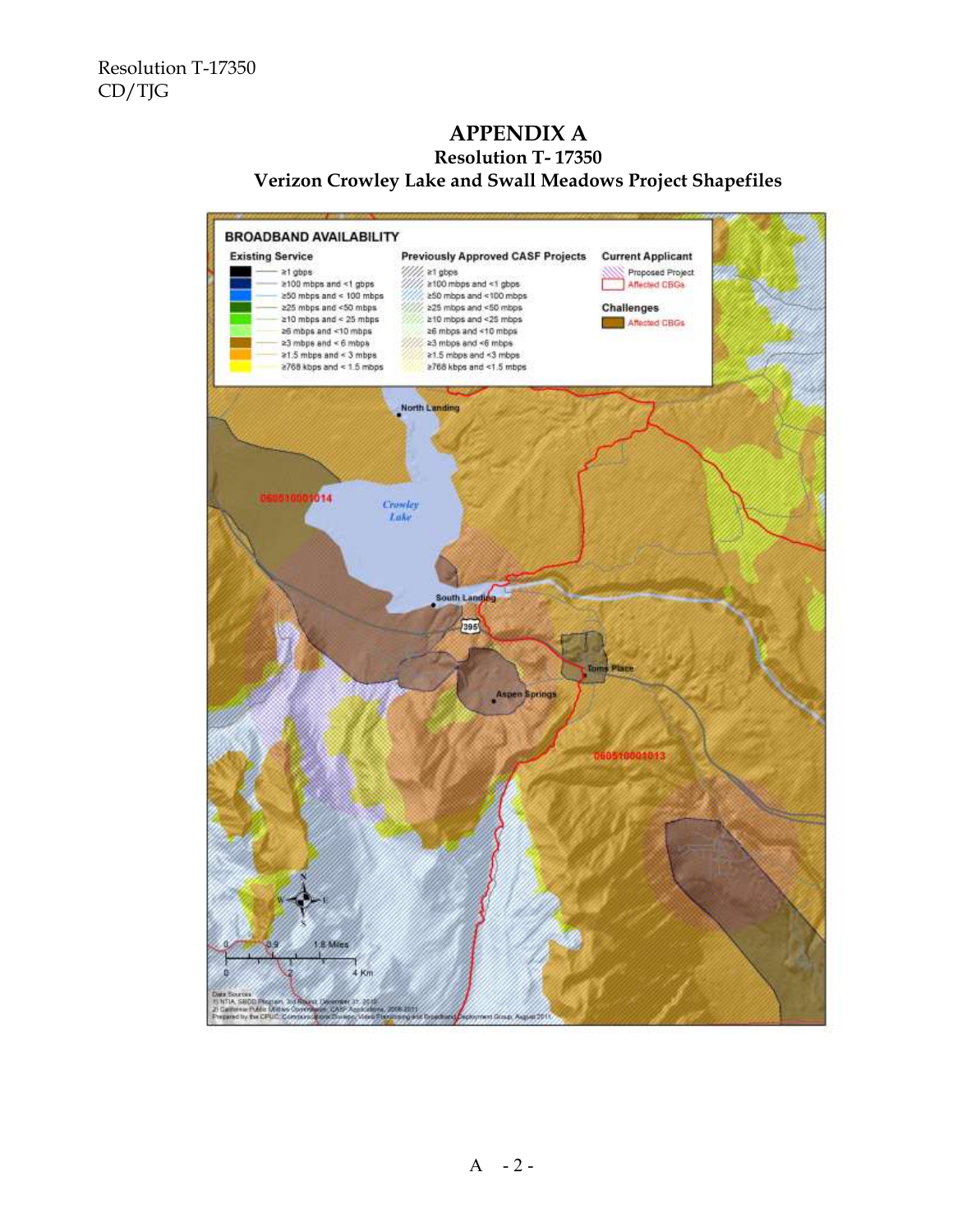# APPENDIX A

## Resolution T- 17350

## Verizon Crowley Lake and Swall Meadows Project Shapefiles

**BROADBAND AVAILABILITY**

| Existing Service | Previously Approved CASF Projects | Current Applicant |
|---|---|---|
| ≥1 gbps | ≥1 gbps | Proposed Project |
| ≥100 mbps and <1 gbps | ≥100 mbps and <1 gbps | Affected CBGs |
| ≥50 mbps and < 100 mbps | ≥50 mbps and <100 mbps | **Challenges** |
| ≥25 mbps and <50 mbps | ≥25 mbps and <50 mbps | Affected CBGs |
| ≥10 mbps and < 25 mbps | ≥10 mbps and <25 mbps | |
| ≥6 mbps and <10 mbps | ≥6 mbps and <10 mbps | |
| ≥3 mbps and < 6 mbps | ≥3 mbps and <6 mbps | |
| ≥1.5 mbps and < 3 mbps | ≥1.5 mbps and <3 mbps | |
| ≥768 kbps and < 1.5 mbps | ≥768 kbps and <1.5 mbps | |

North Landing

060510001014

Crowley Lake

South Landing

395

Toms Place

Aspen Springs

060510001013

0 0.9 1.8 Miles

0 2 4 Km

Data Sources:
1) NTIA, SBDD Program, 3rd Round, December 31, 2010
2) California Public Utilities Commission, CASF Applications, 2008-2011
Prepared by the CPUC, Communications Division, Video Franchising and Broadband Deployment Group, August 2011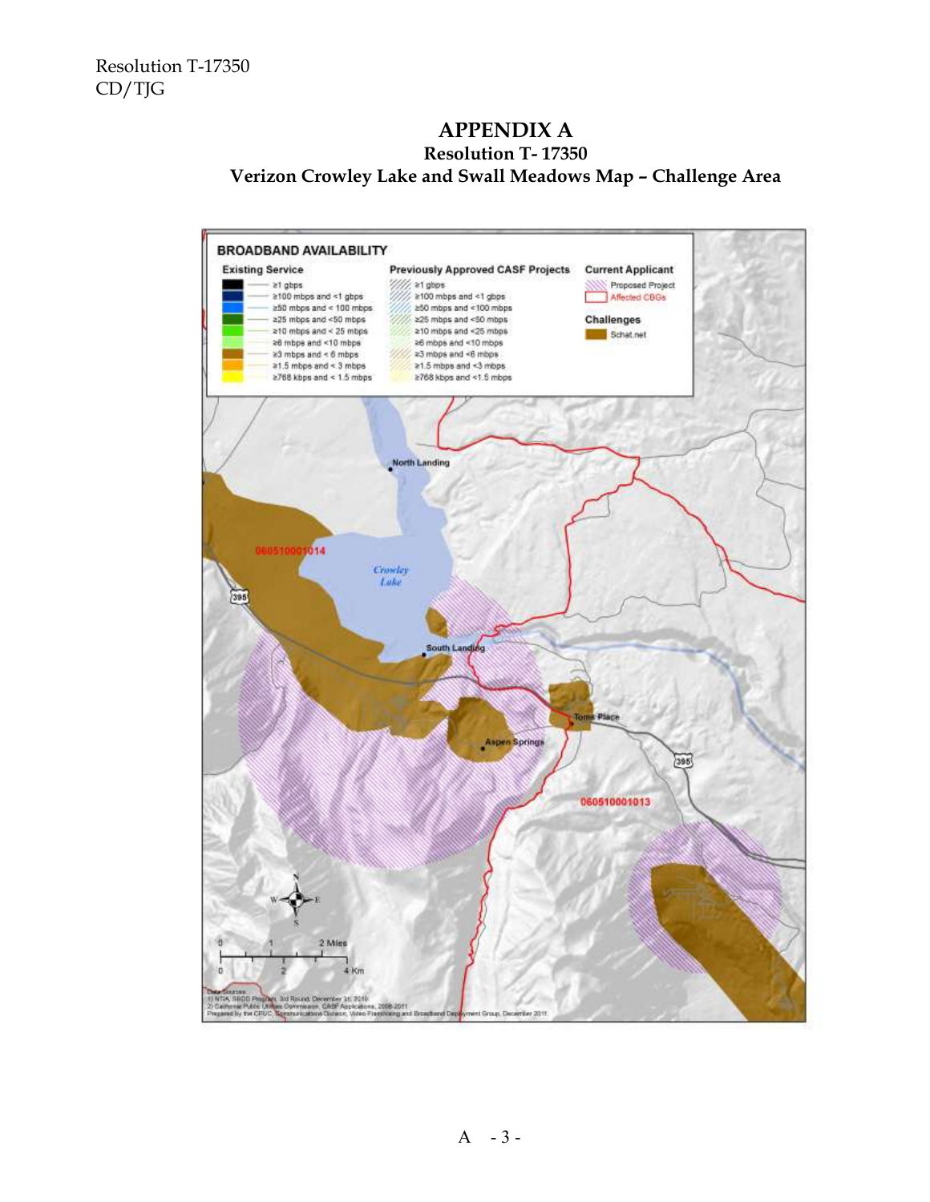Resolution T-17350
CD/TJG

# APPENDIX A

## Resolution T- 17350

## Verizon Crowley Lake and Swall Meadows Map – Challenge Area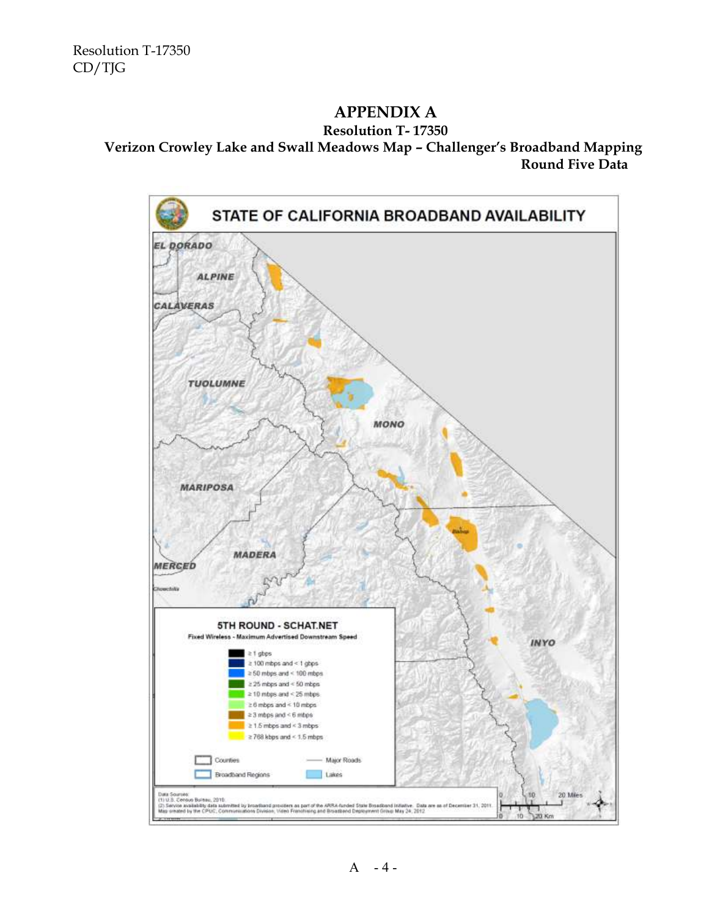# APPENDIX A

**Resolution T- 17350**

**Verizon Crowley Lake and Swall Meadows Map – Challenger's Broadband Mapping Round Five Data**

STATE OF CALIFORNIA BROADBAND AVAILABILITY

EL DORADO
ALPINE
CALAVERAS
TUOLUMNE
MONO
MARIPOSA
MADERA
MERCED
Chowchilla
INYO
Bishop

5TH ROUND - SCHAT.NET

Fixed Wireless - Maximum Advertised Downstream Speed

- ≥ 1 gbps
- ≥ 100 mbps and < 1 gbps
- ≥ 50 mbps and < 100 mbps
- ≥ 25 mbps and < 50 mbps
- ≥ 10 mbps and < 25 mbps
- ≥ 6 mbps and < 10 mbps
- ≥ 3 mbps and < 6 mbps
- ≥ 1.5 mbps and < 3 mbps
- ≥ 768 kbps and < 1.5 mbps

Counties — Major Roads
Broadband Regions — Lakes

Data Sources:
(1) U.S. Census Bureau, 2010.
(2) Service availability data submitted by broadband providers as part of the ARRA-funded State Broadband Initiative. Data are as of December 31, 2011.
Map created by the CPUC, Communications Division, Video Franchising and Broadband Deployment Group May 24, 2012

0 10 20 Miles
0 10 20 Km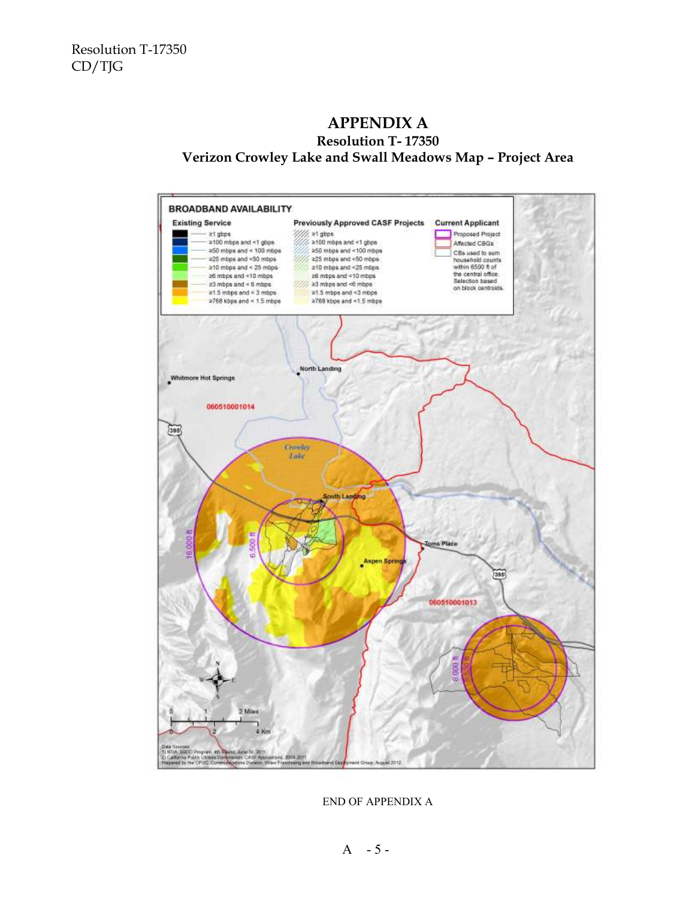# APPENDIX A

## Resolution T- 17350

## Verizon Crowley Lake and Swall Meadows Map – Project Area

BROADBAND AVAILABILITY

Existing Service

≥1 gbps
≥100 mbps and <1 gbps
≥50 mbps and < 100 mbps
≥25 mbps and <50 mbps
≥10 mbps and < 25 mbps
≥6 mbps and <10 mbps
≥3 mbps and < 6 mbps
≥1.5 mbps and < 3 mbps
≥768 kbps and < 1.5 mbps

Previously Approved CASF Projects

≥1 gbps
≥100 mbps and <1 gbps
≥50 mbps and <100 mbps
≥25 mbps and <50 mbps
≥10 mbps and <25 mbps
≥6 mbps and <10 mbps
≥3 mbps and <6 mbps
≥1.5 mbps and <3 mbps
≥768 kbps and <1.5 mbps

Current Applicant

Proposed Project
Affected CBGs
CBs used to sum household counts within 6500 ft of the central office. Selection based on block centroids.

North Landing
Whitmore Hot Springs
060510001014
395
Crowley Lake
South Landing
16,000 ft
6,500 ft
Toms Place
Aspen Springs
395
060510001013
8,000 ft
6,500 ft

0 1 2 Miles
0 2 4 Km

Data Sources:
1) NTIA, SBDD Program, 4th Round, June 30, 2011
2) California Public Utilities Commission, CASF Applications, 2008-2011
Prepared by the CPUC Communications Division, Video Franchising and Broadband Deployment Group, August 2012

END OF APPENDIX A